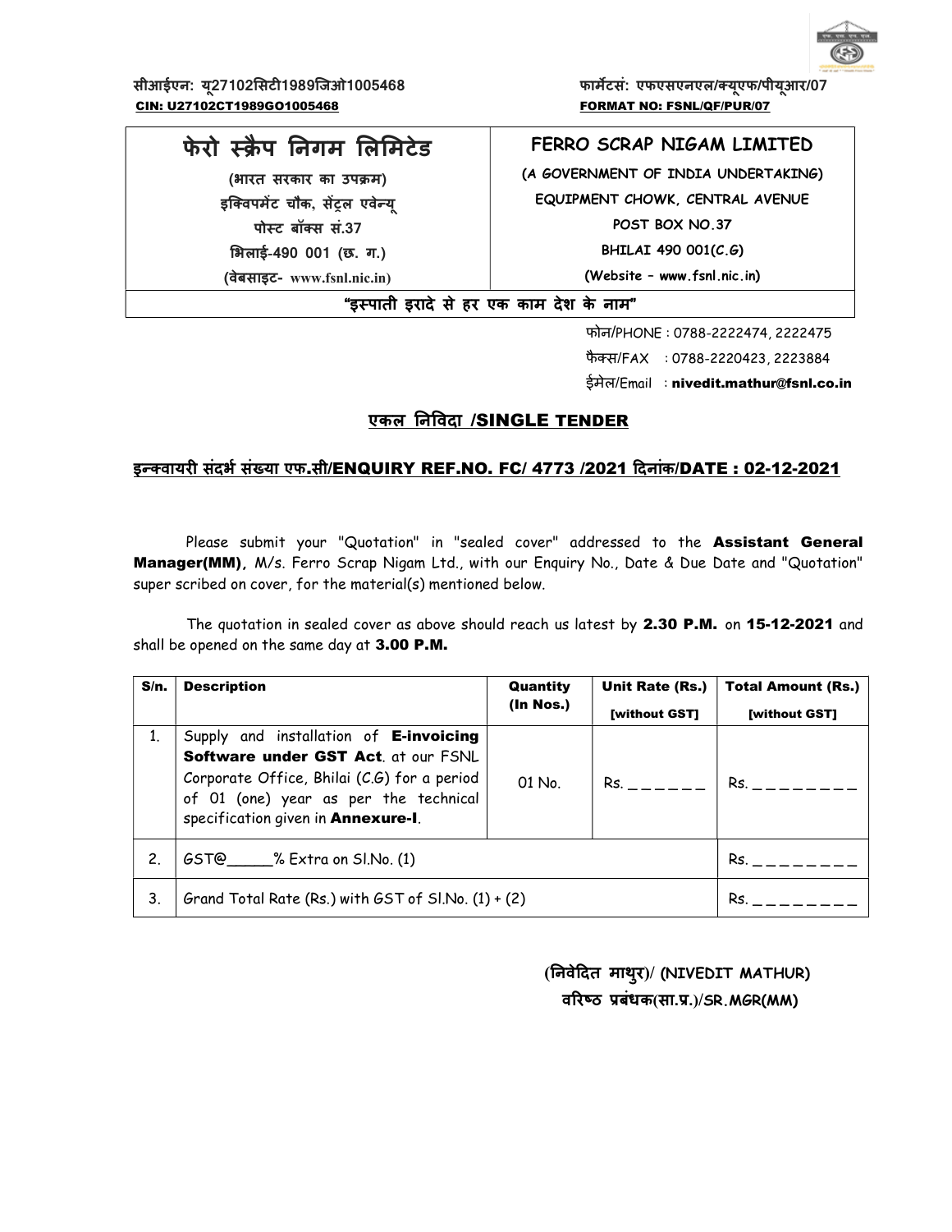सीआईएन: यू27102सिटी1989जिओ1005468
CIN: U27102CT1989GO1005468

फार्मेटसं: एफएसएनएल/क्यूएफ/पीयूआर/07
FORMAT NO: FSNL/QF/PUR/07

| फेरो स्क्रैप निगम लिमिटेड | FERRO SCRAP NIGAM LIMITED |
|---|---|
| (भारत सरकार का उपक्रम) | (A GOVERNMENT OF INDIA UNDERTAKING) |
| इक्विपमेंट चौक, सेंट्रल एवेन्यू | EQUIPMENT CHOWK, CENTRAL AVENUE |
| पोस्ट बॉक्स सं.37 | POST BOX NO.37 |
| भिलाई-490 001 (छ. ग.) | BHILAI 490 001(C.G) |
| (वेबसाइट- www.fsnl.nic.in) | (Website – www.fsnl.nic.in) |

**"इस्पाती इरादे से हर एक काम देश के नाम"**

फोन/PHONE : 0788-2222474, 2222475
फैक्स/FAX : 0788-2220423, 2223884
ईमेल/Email : **nivedit.mathur@fsnl.co.in**

## एकल निविदा /SINGLE TENDER

## इन्क्वायरी संदर्भ संख्या एफ.सी/ENQUIRY REF.NO. FC/ 4773 /2021 दिनांक/DATE : 02-12-2021

Please submit your "Quotation" in "sealed cover" addressed to the **Assistant General Manager(MM),** M/s. Ferro Scrap Nigam Ltd., with our Enquiry No., Date & Due Date and "Quotation" super scribed on cover, for the material(s) mentioned below.

The quotation in sealed cover as above should reach us latest by **2.30 P.M.** on **15-12-2021** and shall be opened on the same day at **3.00 P.M.**

| S/n. | Description | Quantity (In Nos.) | Unit Rate (Rs.) [without GST] | Total Amount (Rs.) [without GST] |
|---|---|---|---|---|
| 1. | Supply and installation of **E-invoicing Software under GST Act**. at our FSNL Corporate Office, Bhilai (C.G) for a period of 01 (one) year as per the technical specification given in **Annexure-I**. | 01 No. | Rs. ______ | Rs. ________ |
| 2. | GST@_____% Extra on Sl.No. (1) | | | Rs. ________ |
| 3. | Grand Total Rate (Rs.) with GST of Sl.No. (1) + (2) | | | Rs. ________ |

**(निवेदित माथुर)/ (NIVEDIT MATHUR)**
**वरिष्ठ प्रबंधक(सा.प्र.)/SR.MGR(MM)**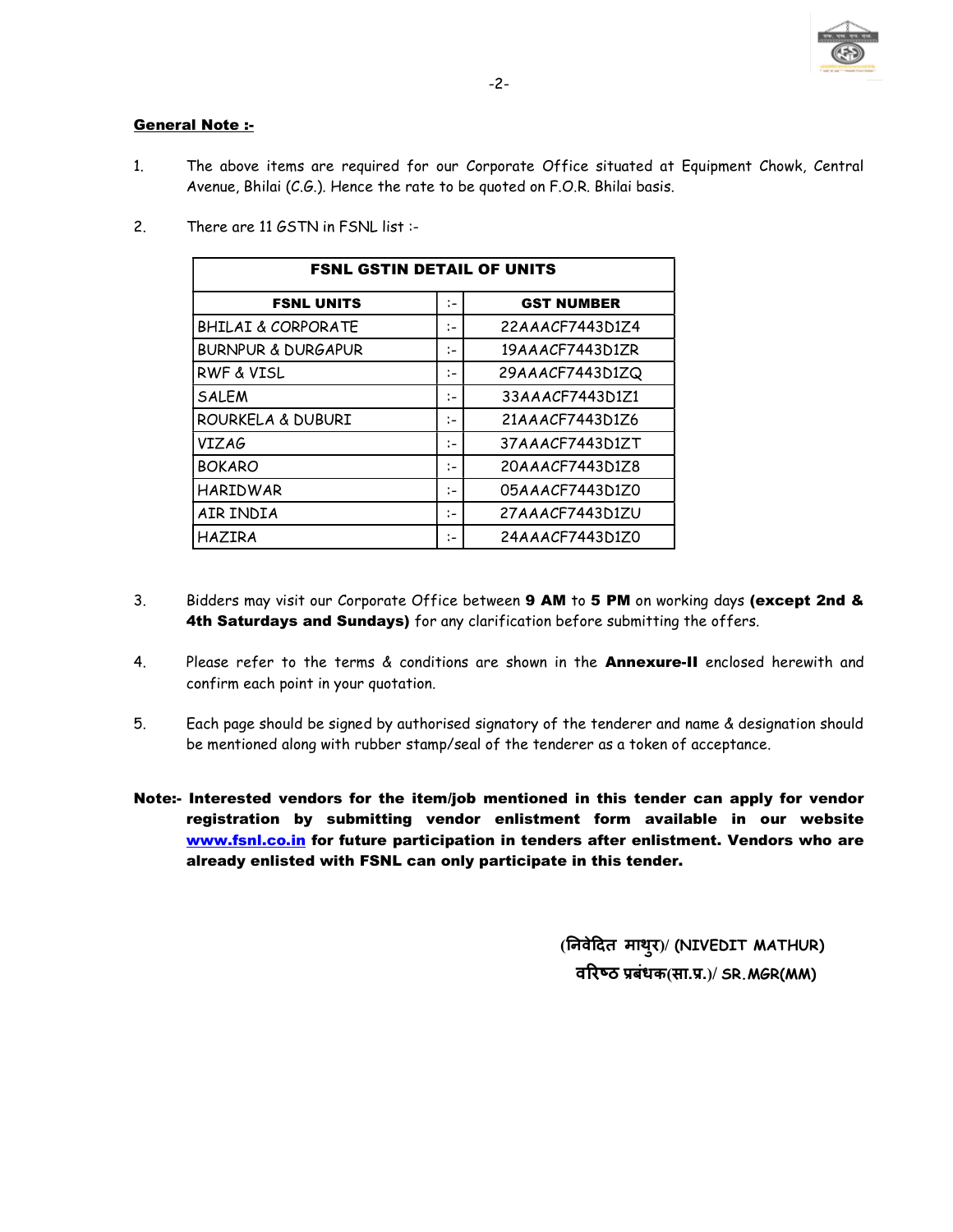**General Note :-**

1. The above items are required for our Corporate Office situated at Equipment Chowk, Central Avenue, Bhilai (C.G.). Hence the rate to be quoted on F.O.R. Bhilai basis.

2. There are 11 GSTN in FSNL list :-

| FSNL GSTIN DETAIL OF UNITS | | |
|---|---|---|
| **FSNL UNITS** | :- | **GST NUMBER** |
| BHILAI & CORPORATE | :- | 22AAACF7443D1Z4 |
| BURNPUR & DURGAPUR | :- | 19AAACF7443D1ZR |
| RWF & VISL | :- | 29AAACF7443D1ZQ |
| SALEM | :- | 33AAACF7443D1Z1 |
| ROURKELA & DUBURI | :- | 21AAACF7443D1Z6 |
| VIZAG | :- | 37AAACF7443D1ZT |
| BOKARO | :- | 20AAACF7443D1Z8 |
| HARIDWAR | :- | 05AAACF7443D1Z0 |
| AIR INDIA | :- | 27AAACF7443D1ZU |
| HAZIRA | :- | 24AAACF7443D1Z0 |

3. Bidders may visit our Corporate Office between **9 AM** to **5 PM** on working days **(except 2nd & 4th Saturdays and Sundays)** for any clarification before submitting the offers.

4. Please refer to the terms & conditions are shown in the **Annexure-II** enclosed herewith and confirm each point in your quotation.

5. Each page should be signed by authorised signatory of the tenderer and name & designation should be mentioned along with rubber stamp/seal of the tenderer as a token of acceptance.

**Note:- Interested vendors for the item/job mentioned in this tender can apply for vendor registration by submitting vendor enlistment form available in our website [www.fsnl.co.in](http://www.fsnl.co.in) for future participation in tenders after enlistment. Vendors who are already enlisted with FSNL can only participate in this tender.**

**(निवेदित माथुर)/ (NIVEDIT MATHUR)**
**वरिष्ठ प्रबंधक(सा.प्र.)/ SR.MGR(MM)**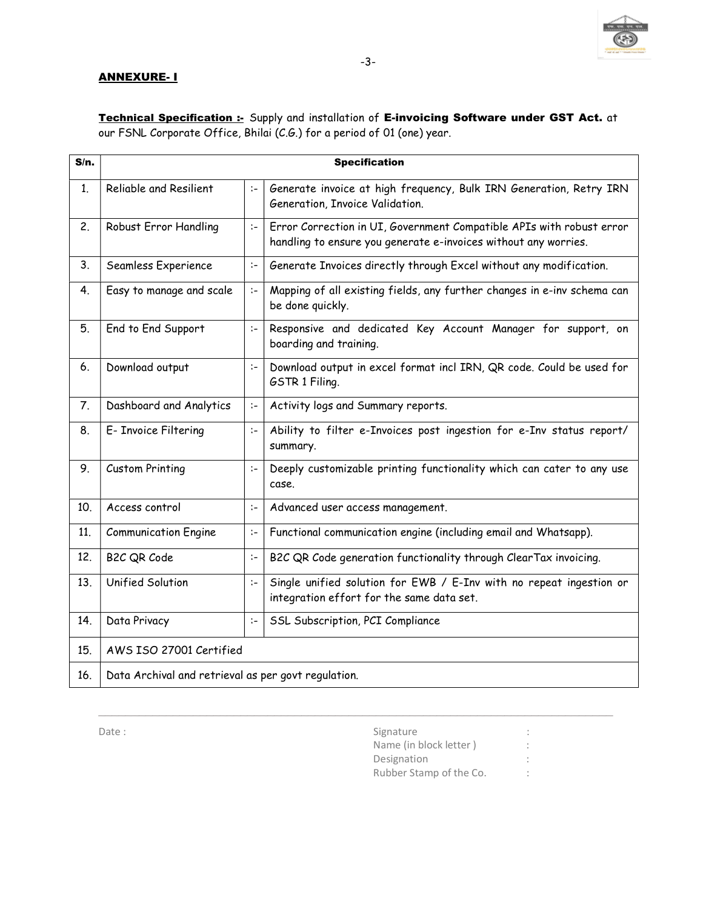## ANNEXURE- I

**Technical Specification :-** Supply and installation of **E-invoicing Software under GST Act.** at our FSNL Corporate Office, Bhilai (C.G.) for a period of 01 (one) year.

| S/n. | Specification | | |
|---|---|---|---|
| 1. | Reliable and Resilient | :- | Generate invoice at high frequency, Bulk IRN Generation, Retry IRN Generation, Invoice Validation. |
| 2. | Robust Error Handling | :- | Error Correction in UI, Government Compatible APIs with robust error handling to ensure you generate e-invoices without any worries. |
| 3. | Seamless Experience | :- | Generate Invoices directly through Excel without any modification. |
| 4. | Easy to manage and scale | :- | Mapping of all existing fields, any further changes in e-inv schema can be done quickly. |
| 5. | End to End Support | :- | Responsive and dedicated Key Account Manager for support, on boarding and training. |
| 6. | Download output | :- | Download output in excel format incl IRN, QR code. Could be used for GSTR 1 Filing. |
| 7. | Dashboard and Analytics | :- | Activity logs and Summary reports. |
| 8. | E- Invoice Filtering | :- | Ability to filter e-Invoices post ingestion for e-Inv status report/ summary. |
| 9. | Custom Printing | :- | Deeply customizable printing functionality which can cater to any use case. |
| 10. | Access control | :- | Advanced user access management. |
| 11. | Communication Engine | :- | Functional communication engine (including email and Whatsapp). |
| 12. | B2C QR Code | :- | B2C QR Code generation functionality through ClearTax invoicing. |
| 13. | Unified Solution | :- | Single unified solution for EWB / E-Inv with no repeat ingestion or integration effort for the same data set. |
| 14. | Data Privacy | :- | SSL Subscription, PCI Compliance |
| 15. | AWS ISO 27001 Certified | | |
| 16. | Data Archival and retrieval as per govt regulation. | | |

Date :

Signature :
Name (in block letter ) :
Designation :
Rubber Stamp of the Co. :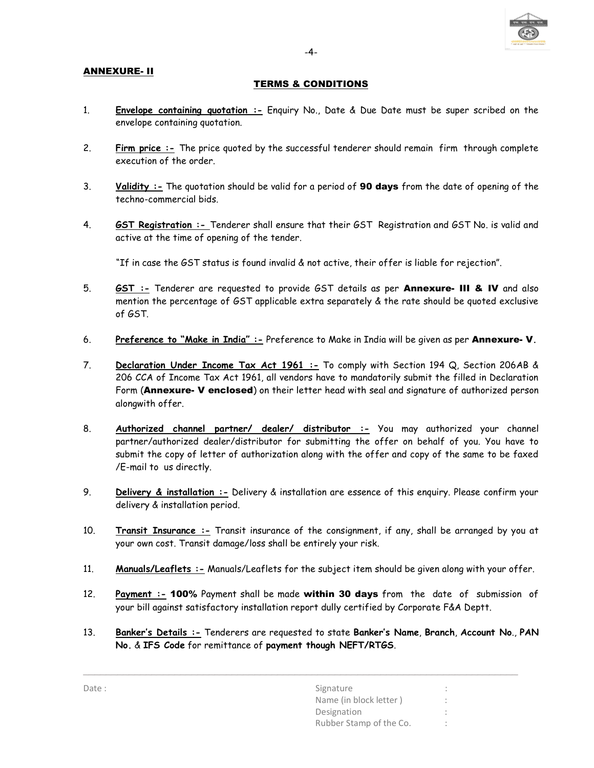**ANNEXURE- II**

## TERMS & CONDITIONS

1. **Envelope containing quotation :-** Enquiry No., Date & Due Date must be super scribed on the envelope containing quotation.

2. **Firm price :-** The price quoted by the successful tenderer should remain firm through complete execution of the order.

3. **Validity :-** The quotation should be valid for a period of **90 days** from the date of opening of the techno-commercial bids.

4. **GST Registration :-** Tenderer shall ensure that their GST Registration and GST No. is valid and active at the time of opening of the tender.

   "If in case the GST status is found invalid & not active, their offer is liable for rejection".

5. **GST :-** Tenderer are requested to provide GST details as per **Annexure- III & IV** and also mention the percentage of GST applicable extra separately & the rate should be quoted exclusive of GST.

6. **Preference to "Make in India" :-** Preference to Make in India will be given as per **Annexure- V.**

7. **Declaration Under Income Tax Act 1961 :-** To comply with Section 194 Q, Section 206AB & 206 CCA of Income Tax Act 1961, all vendors have to mandatorily submit the filled in Declaration Form (**Annexure- V enclosed**) on their letter head with seal and signature of authorized person alongwith offer.

8. **Authorized channel partner/ dealer/ distributor :-** You may authorized your channel partner/authorized dealer/distributor for submitting the offer on behalf of you. You have to submit the copy of letter of authorization along with the offer and copy of the same to be faxed /E-mail to us directly.

9. **Delivery & installation :-** Delivery & installation are essence of this enquiry. Please confirm your delivery & installation period.

10. **Transit Insurance :-** Transit insurance of the consignment, if any, shall be arranged by you at your own cost. Transit damage/loss shall be entirely your risk.

11. **Manuals/Leaflets :-** Manuals/Leaflets for the subject item should be given along with your offer.

12. **Payment :- 100%** Payment shall be made **within 30 days** from the date of submission of your bill against satisfactory installation report dully certified by Corporate F&A Deptt.

13. **Banker's Details :-** Tenderers are requested to state **Banker's Name**, **Branch**, **Account No.**, **PAN No.** & **IFS Code** for remittance of **payment though NEFT/RTGS**.

---

Date :

Signature :
Name (in block letter ) :
Designation :
Rubber Stamp of the Co. :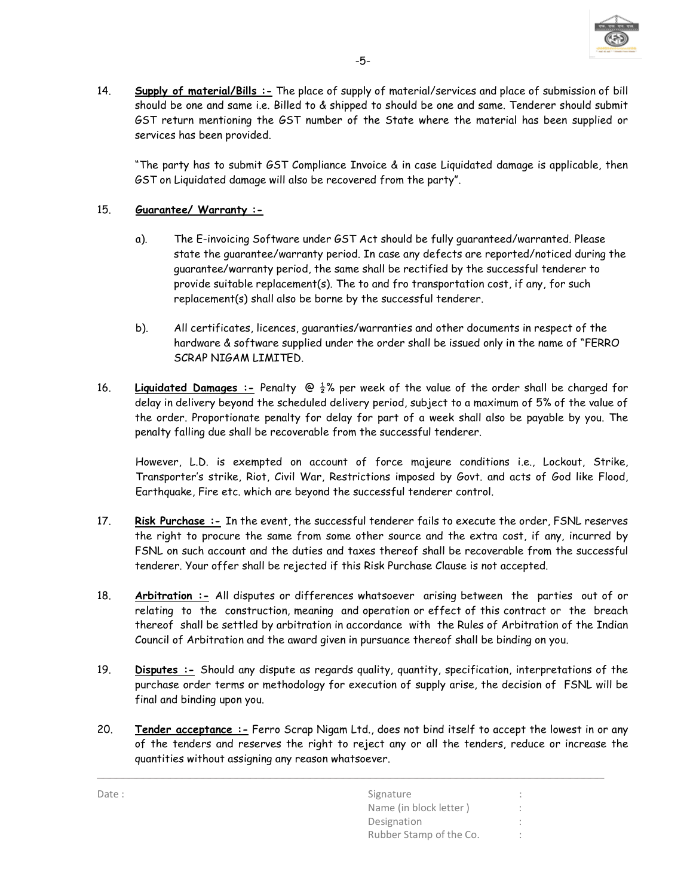14. **Supply of material/Bills :-** The place of supply of material/services and place of submission of bill should be one and same i.e. Billed to & shipped to should be one and same. Tenderer should submit GST return mentioning the GST number of the State where the material has been supplied or services has been provided.

    "The party has to submit GST Compliance Invoice & in case Liquidated damage is applicable, then GST on Liquidated damage will also be recovered from the party".

15. **Guarantee/ Warranty :-**

    a). The E-invoicing Software under GST Act should be fully guaranteed/warranted. Please state the guarantee/warranty period. In case any defects are reported/noticed during the guarantee/warranty period, the same shall be rectified by the successful tenderer to provide suitable replacement(s). The to and fro transportation cost, if any, for such replacement(s) shall also be borne by the successful tenderer.

    b). All certificates, licences, guaranties/warranties and other documents in respect of the hardware & software supplied under the order shall be issued only in the name of "FERRO SCRAP NIGAM LIMITED.

16. **Liquidated Damages :-** Penalty @ ½% per week of the value of the order shall be charged for delay in delivery beyond the scheduled delivery period, subject to a maximum of 5% of the value of the order. Proportionate penalty for delay for part of a week shall also be payable by you. The penalty falling due shall be recoverable from the successful tenderer.

    However, L.D. is exempted on account of force majeure conditions i.e., Lockout, Strike, Transporter's strike, Riot, Civil War, Restrictions imposed by Govt. and acts of God like Flood, Earthquake, Fire etc. which are beyond the successful tenderer control.

17. **Risk Purchase :-** In the event, the successful tenderer fails to execute the order, FSNL reserves the right to procure the same from some other source and the extra cost, if any, incurred by FSNL on such account and the duties and taxes thereof shall be recoverable from the successful tenderer. Your offer shall be rejected if this Risk Purchase Clause is not accepted.

18. **Arbitration :-** All disputes or differences whatsoever arising between the parties out of or relating to the construction, meaning and operation or effect of this contract or the breach thereof shall be settled by arbitration in accordance with the Rules of Arbitration of the Indian Council of Arbitration and the award given in pursuance thereof shall be binding on you.

19. **Disputes :-** Should any dispute as regards quality, quantity, specification, interpretations of the purchase order terms or methodology for execution of supply arise, the decision of FSNL will be final and binding upon you.

20. **Tender acceptance :-** Ferro Scrap Nigam Ltd., does not bind itself to accept the lowest in or any of the tenders and reserves the right to reject any or all the tenders, reduce or increase the quantities without assigning any reason whatsoever.

---

Date :

Signature :
Name (in block letter ) :
Designation :
Rubber Stamp of the Co. :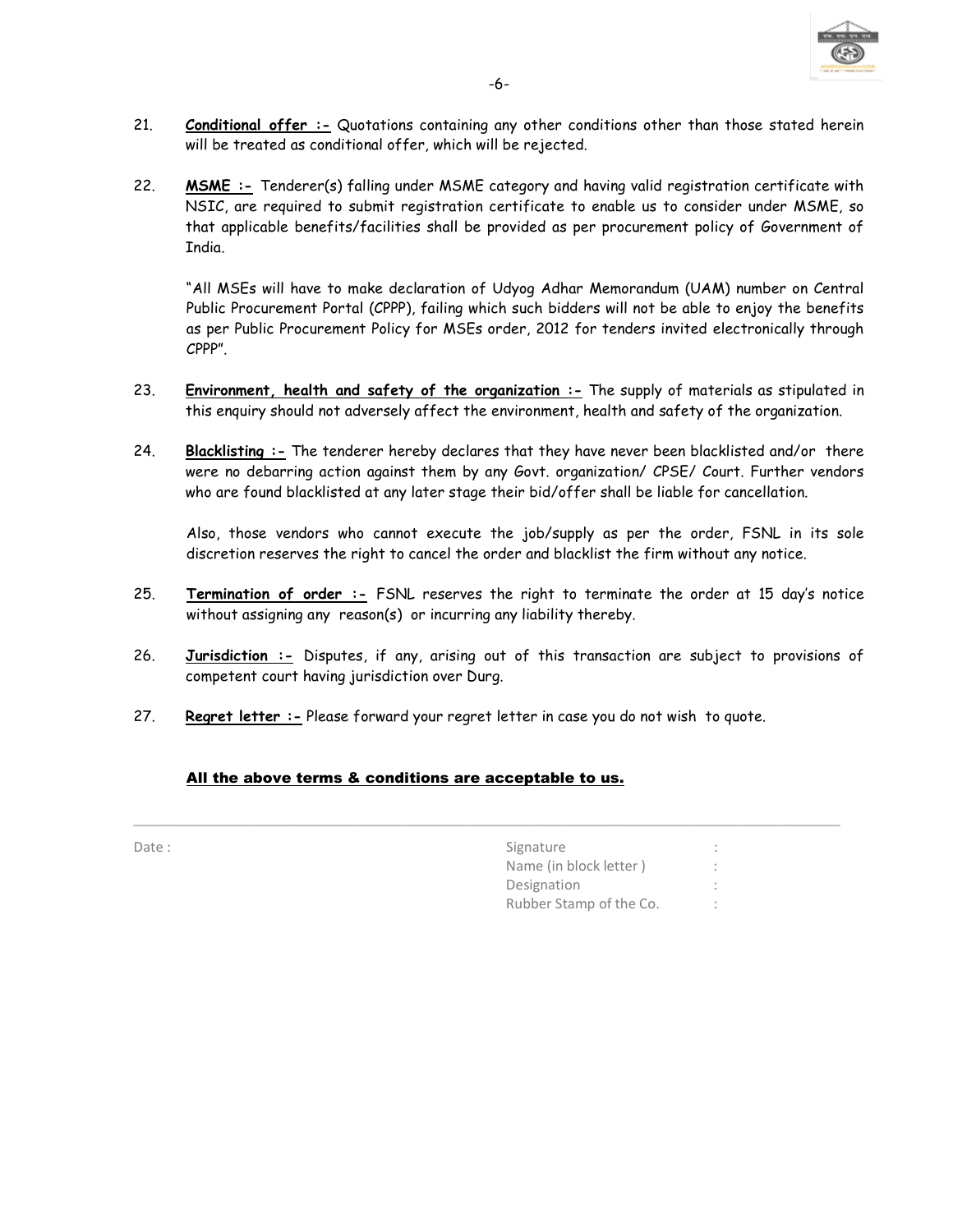21. **Conditional offer :-** Quotations containing any other conditions other than those stated herein will be treated as conditional offer, which will be rejected.

22. **MSME :-** Tenderer(s) falling under MSME category and having valid registration certificate with NSIC, are required to submit registration certificate to enable us to consider under MSME, so that applicable benefits/facilities shall be provided as per procurement policy of Government of India.

    "All MSEs will have to make declaration of Udyog Adhar Memorandum (UAM) number on Central Public Procurement Portal (CPPP), failing which such bidders will not be able to enjoy the benefits as per Public Procurement Policy for MSEs order, 2012 for tenders invited electronically through CPPP".

23. **Environment, health and safety of the organization :-** The supply of materials as stipulated in this enquiry should not adversely affect the environment, health and safety of the organization.

24. **Blacklisting :-** The tenderer hereby declares that they have never been blacklisted and/or there were no debarring action against them by any Govt. organization/ CPSE/ Court. Further vendors who are found blacklisted at any later stage their bid/offer shall be liable for cancellation.

    Also, those vendors who cannot execute the job/supply as per the order, FSNL in its sole discretion reserves the right to cancel the order and blacklist the firm without any notice.

25. **Termination of order :-** FSNL reserves the right to terminate the order at 15 day's notice without assigning any reason(s) or incurring any liability thereby.

26. **Jurisdiction :-** Disputes, if any, arising out of this transaction are subject to provisions of competent court having jurisdiction over Durg.

27. **Regret letter :-** Please forward your regret letter in case you do not wish to quote.

**All the above terms & conditions are acceptable to us.**

---

Date :

Signature :
Name (in block letter ) :
Designation :
Rubber Stamp of the Co. :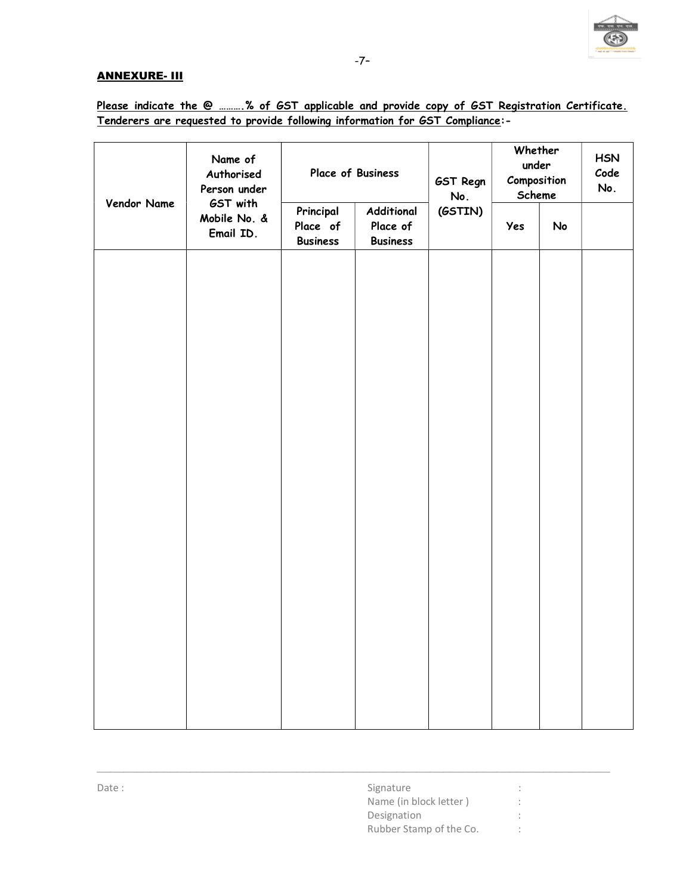## ANNEXURE- III

**Please indicate the @ ……….% of GST applicable and provide copy of GST Registration Certificate. Tenderers are requested to provide following information for GST Compliance:-**

| Vendor Name | Name of Authorised Person under GST with Mobile No. & Email ID. | Place of Business | | GST Regn No. (GSTIN) | Whether under Composition Scheme | | HSN Code No. |
|---|---|---|---|---|---|---|---|
| | | Principal Place of Business | Additional Place of Business | | Yes | No | |
| | | | | | | | |

Date :

Signature :

Name (in block letter ) :

Designation :

Rubber Stamp of the Co. :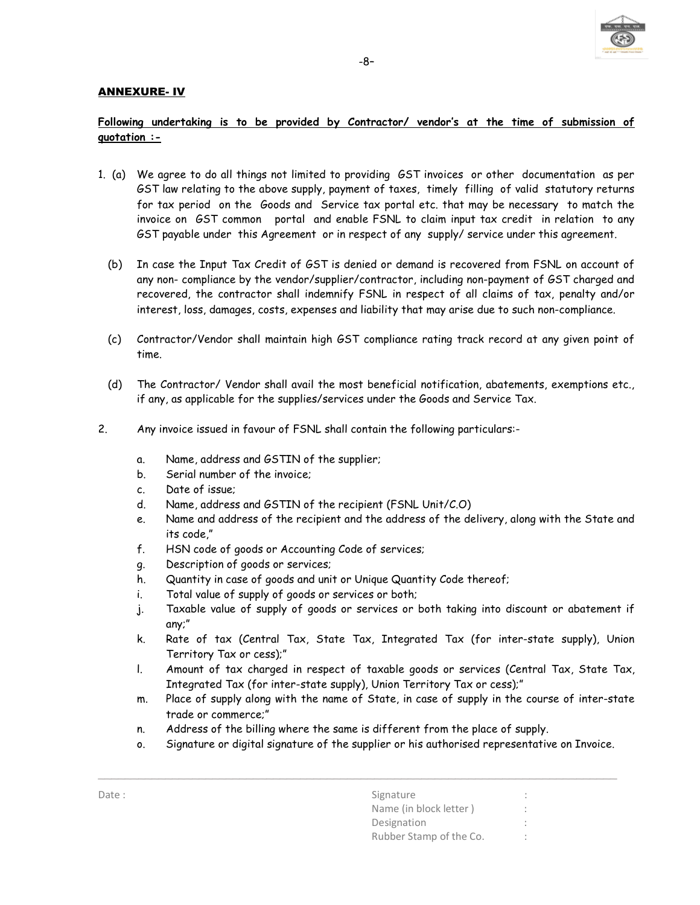## ANNEXURE- IV

**Following undertaking is to be provided by Contractor/ vendor's at the time of submission of quotation :-**

1. (a) We agree to do all things not limited to providing GST invoices or other documentation as per GST law relating to the above supply, payment of taxes, timely filling of valid statutory returns for tax period on the Goods and Service tax portal etc. that may be necessary to match the invoice on GST common portal and enable FSNL to claim input tax credit in relation to any GST payable under this Agreement or in respect of any supply/ service under this agreement.

   (b) In case the Input Tax Credit of GST is denied or demand is recovered from FSNL on account of any non- compliance by the vendor/supplier/contractor, including non-payment of GST charged and recovered, the contractor shall indemnify FSNL in respect of all claims of tax, penalty and/or interest, loss, damages, costs, expenses and liability that may arise due to such non-compliance.

   (c) Contractor/Vendor shall maintain high GST compliance rating track record at any given point of time.

   (d) The Contractor/ Vendor shall avail the most beneficial notification, abatements, exemptions etc., if any, as applicable for the supplies/services under the Goods and Service Tax.

2. Any invoice issued in favour of FSNL shall contain the following particulars:-

   a. Name, address and GSTIN of the supplier;
   b. Serial number of the invoice;
   c. Date of issue;
   d. Name, address and GSTIN of the recipient (FSNL Unit/C.O)
   e. Name and address of the recipient and the address of the delivery, along with the State and its code,"
   f. HSN code of goods or Accounting Code of services;
   g. Description of goods or services;
   h. Quantity in case of goods and unit or Unique Quantity Code thereof;
   i. Total value of supply of goods or services or both;
   j. Taxable value of supply of goods or services or both taking into discount or abatement if any;"
   k. Rate of tax (Central Tax, State Tax, Integrated Tax (for inter-state supply), Union Territory Tax or cess);"
   l. Amount of tax charged in respect of taxable goods or services (Central Tax, State Tax, Integrated Tax (for inter-state supply), Union Territory Tax or cess);"
   m. Place of supply along with the name of State, in case of supply in the course of inter-state trade or commerce;"
   n. Address of the billing where the same is different from the place of supply.
   o. Signature or digital signature of the supplier or his authorised representative on Invoice.

---

Date :

Signature :
Name (in block letter ) :
Designation :
Rubber Stamp of the Co. :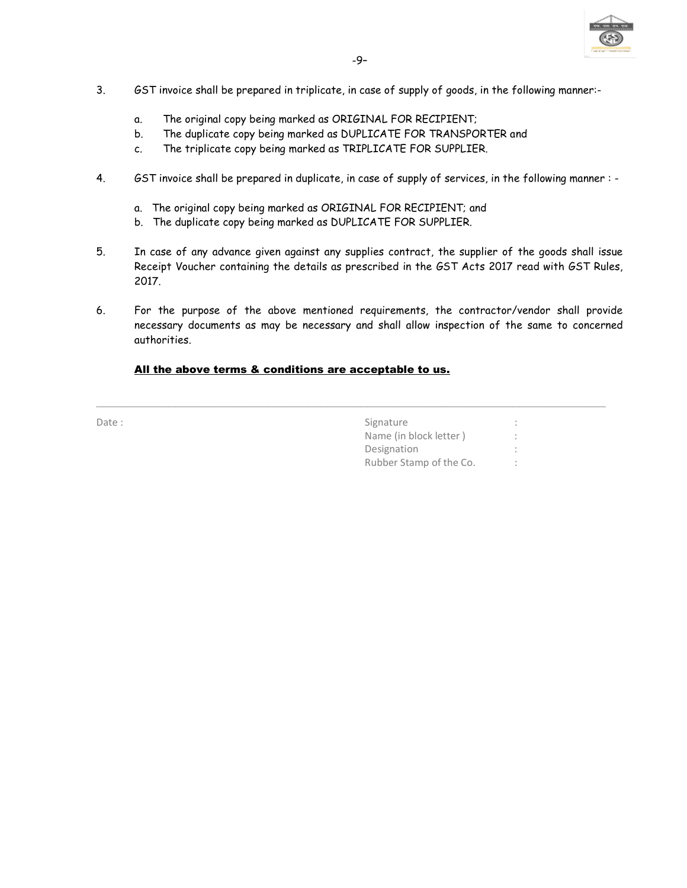3. GST invoice shall be prepared in triplicate, in case of supply of goods, in the following manner:-

   a. The original copy being marked as ORIGINAL FOR RECIPIENT;
   b. The duplicate copy being marked as DUPLICATE FOR TRANSPORTER and
   c. The triplicate copy being marked as TRIPLICATE FOR SUPPLIER.

4. GST invoice shall be prepared in duplicate, in case of supply of services, in the following manner : -

   a. The original copy being marked as ORIGINAL FOR RECIPIENT; and
   b. The duplicate copy being marked as DUPLICATE FOR SUPPLIER.

5. In case of any advance given against any supplies contract, the supplier of the goods shall issue Receipt Voucher containing the details as prescribed in the GST Acts 2017 read with GST Rules, 2017.

6. For the purpose of the above mentioned requirements, the contractor/vendor shall provide necessary documents as may be necessary and shall allow inspection of the same to concerned authorities.

**<u>All the above terms & conditions are acceptable to us.</u>**

---

Date :

Signature :
Name (in block letter ) :
Designation :
Rubber Stamp of the Co. :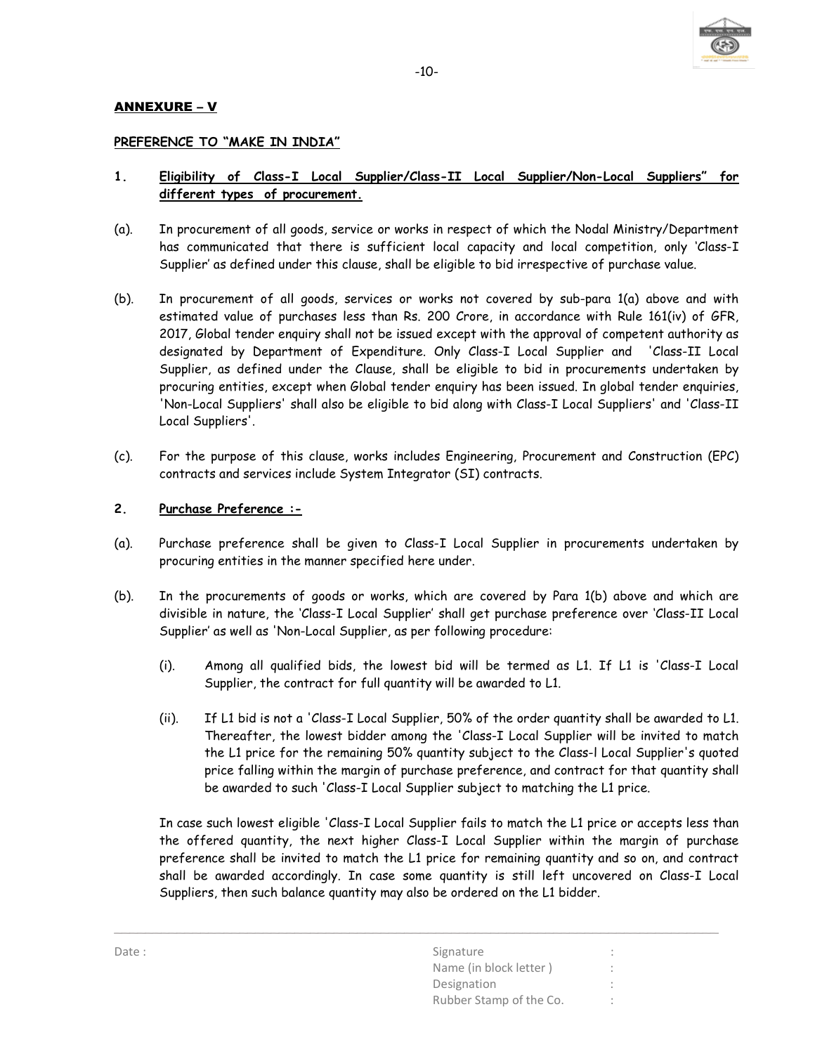## ANNEXURE – V

### PREFERENCE TO "MAKE IN INDIA"

**1. Eligibility of Class-I Local Supplier/Class-II Local Supplier/Non-Local Suppliers" for different types of procurement.**

(a). In procurement of all goods, service or works in respect of which the Nodal Ministry/Department has communicated that there is sufficient local capacity and local competition, only 'Class-I Supplier' as defined under this clause, shall be eligible to bid irrespective of purchase value.

(b). In procurement of all goods, services or works not covered by sub-para 1(a) above and with estimated value of purchases less than Rs. 200 Crore, in accordance with Rule 161(iv) of GFR, 2017, Global tender enquiry shall not be issued except with the approval of competent authority as designated by Department of Expenditure. Only Class-I Local Supplier and 'Class-II Local Supplier, as defined under the Clause, shall be eligible to bid in procurements undertaken by procuring entities, except when Global tender enquiry has been issued. In global tender enquiries, 'Non-Local Suppliers' shall also be eligible to bid along with Class-I Local Suppliers' and 'Class-II Local Suppliers'.

(c). For the purpose of this clause, works includes Engineering, Procurement and Construction (EPC) contracts and services include System Integrator (SI) contracts.

**2. Purchase Preference :-**

(a). Purchase preference shall be given to Class-I Local Supplier in procurements undertaken by procuring entities in the manner specified here under.

(b). In the procurements of goods or works, which are covered by Para 1(b) above and which are divisible in nature, the 'Class-I Local Supplier' shall get purchase preference over 'Class-II Local Supplier' as well as 'Non-Local Supplier, as per following procedure:

(i). Among all qualified bids, the lowest bid will be termed as L1. If L1 is 'Class-I Local Supplier, the contract for full quantity will be awarded to L1.

(ii). If L1 bid is not a 'Class-I Local Supplier, 50% of the order quantity shall be awarded to L1. Thereafter, the lowest bidder among the 'Class-I Local Supplier will be invited to match the L1 price for the remaining 50% quantity subject to the Class-l Local Supplier's quoted price falling within the margin of purchase preference, and contract for that quantity shall be awarded to such 'Class-I Local Supplier subject to matching the L1 price.

In case such lowest eligible 'Class-I Local Supplier fails to match the L1 price or accepts less than the offered quantity, the next higher Class-I Local Supplier within the margin of purchase preference shall be invited to match the L1 price for remaining quantity and so on, and contract shall be awarded accordingly. In case some quantity is still left uncovered on Class-I Local Suppliers, then such balance quantity may also be ordered on the L1 bidder.

Date :

Signature :
Name (in block letter ) :
Designation :
Rubber Stamp of the Co. :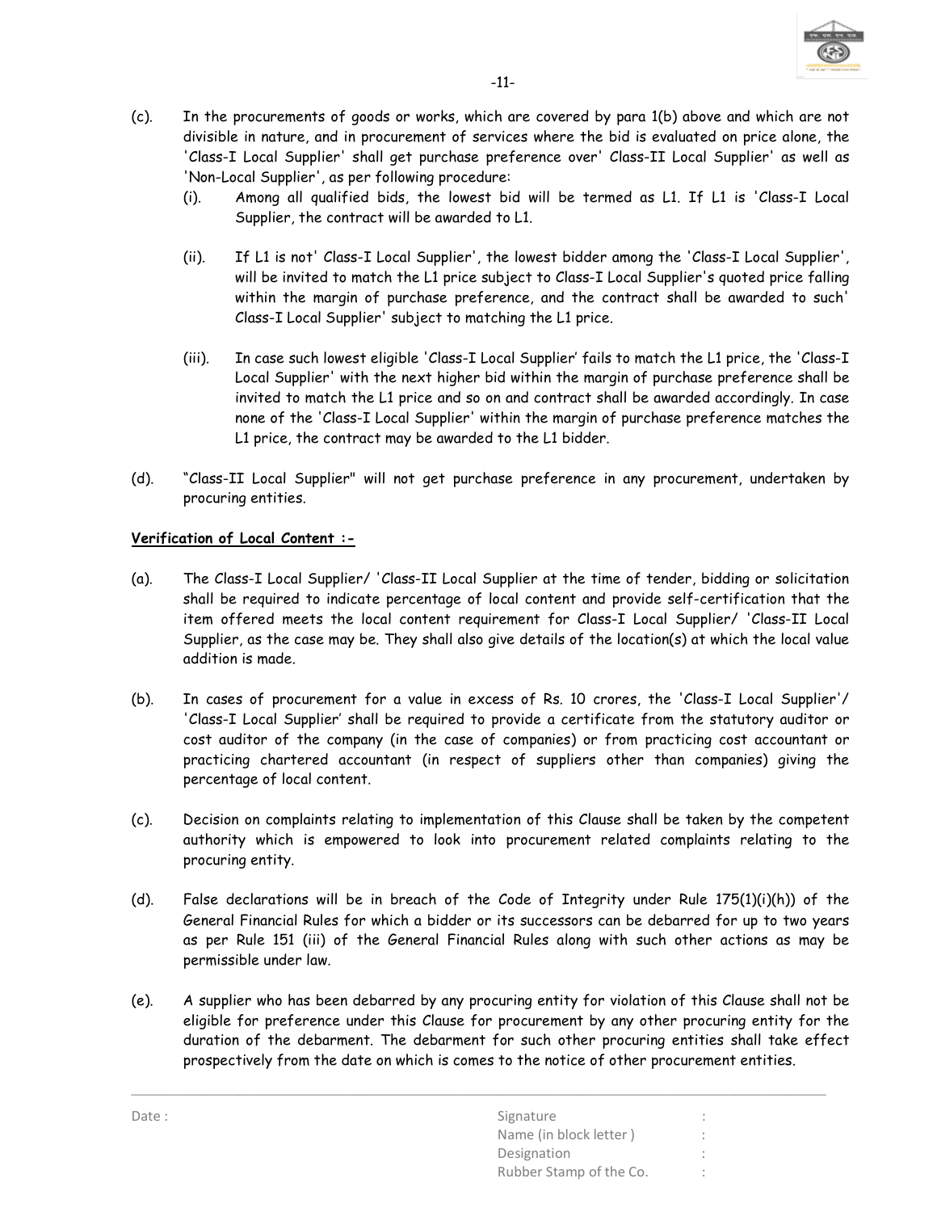(c). In the procurements of goods or works, which are covered by para 1(b) above and which are not divisible in nature, and in procurement of services where the bid is evaluated on price alone, the 'Class-I Local Supplier' shall get purchase preference over' Class-II Local Supplier' as well as 'Non-Local Supplier', as per following procedure:

(i). Among all qualified bids, the lowest bid will be termed as L1. If L1 is 'Class-I Local Supplier, the contract will be awarded to L1.

(ii). If L1 is not' Class-I Local Supplier', the lowest bidder among the 'Class-I Local Supplier', will be invited to match the L1 price subject to Class-I Local Supplier's quoted price falling within the margin of purchase preference, and the contract shall be awarded to such' Class-I Local Supplier' subject to matching the L1 price.

(iii). In case such lowest eligible 'Class-I Local Supplier' fails to match the L1 price, the 'Class-I Local Supplier' with the next higher bid within the margin of purchase preference shall be invited to match the L1 price and so on and contract shall be awarded accordingly. In case none of the 'Class-I Local Supplier' within the margin of purchase preference matches the L1 price, the contract may be awarded to the L1 bidder.

(d). "Class-II Local Supplier" will not get purchase preference in any procurement, undertaken by procuring entities.

**Verification of Local Content :-**

(a). The Class-I Local Supplier/ 'Class-II Local Supplier at the time of tender, bidding or solicitation shall be required to indicate percentage of local content and provide self-certification that the item offered meets the local content requirement for Class-I Local Supplier/ 'Class-II Local Supplier, as the case may be. They shall also give details of the location(s) at which the local value addition is made.

(b). In cases of procurement for a value in excess of Rs. 10 crores, the 'Class-I Local Supplier'/ 'Class-I Local Supplier' shall be required to provide a certificate from the statutory auditor or cost auditor of the company (in the case of companies) or from practicing cost accountant or practicing chartered accountant (in respect of suppliers other than companies) giving the percentage of local content.

(c). Decision on complaints relating to implementation of this Clause shall be taken by the competent authority which is empowered to look into procurement related complaints relating to the procuring entity.

(d). False declarations will be in breach of the Code of Integrity under Rule 175(1)(i)(h)) of the General Financial Rules for which a bidder or its successors can be debarred for up to two years as per Rule 151 (iii) of the General Financial Rules along with such other actions as may be permissible under law.

(e). A supplier who has been debarred by any procuring entity for violation of this Clause shall not be eligible for preference under this Clause for procurement by any other procuring entity for the duration of the debarment. The debarment for such other procuring entities shall take effect prospectively from the date on which is comes to the notice of other procurement entities.

Date :

Signature :
Name (in block letter ) :
Designation :
Rubber Stamp of the Co. :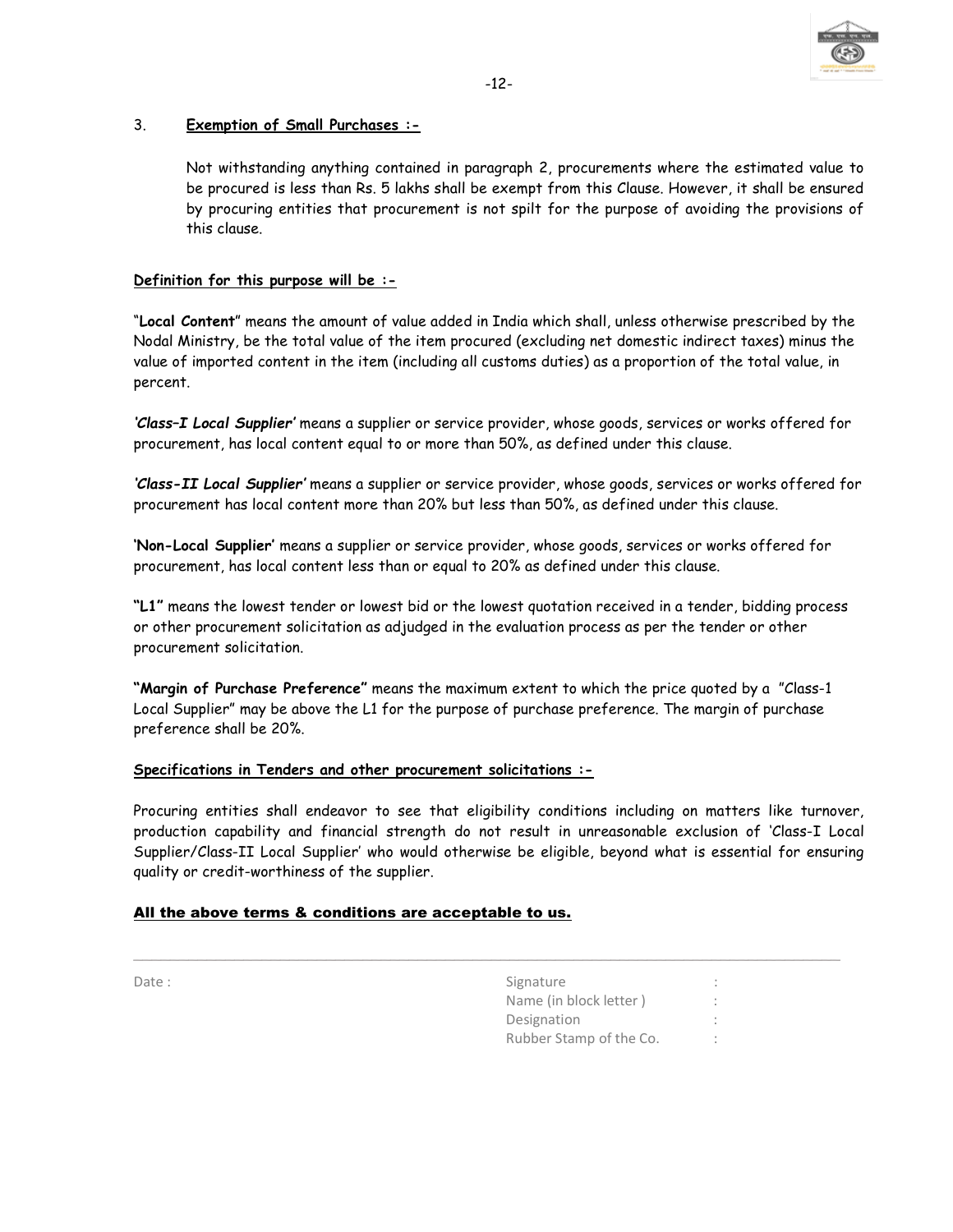3. **Exemption of Small Purchases :-**

Not withstanding anything contained in paragraph 2, procurements where the estimated value to be procured is less than Rs. 5 lakhs shall be exempt from this Clause. However, it shall be ensured by procuring entities that procurement is not spilt for the purpose of avoiding the provisions of this clause.

**Definition for this purpose will be :-**

"**Local Content**" means the amount of value added in India which shall, unless otherwise prescribed by the Nodal Ministry, be the total value of the item procured (excluding net domestic indirect taxes) minus the value of imported content in the item (including all customs duties) as a proportion of the total value, in percent.

***'Class–I Local Supplier'*** means a supplier or service provider, whose goods, services or works offered for procurement, has local content equal to or more than 50%, as defined under this clause.

***'Class-II Local Supplier'*** means a supplier or service provider, whose goods, services or works offered for procurement has local content more than 20% but less than 50%, as defined under this clause.

**'Non-Local Supplier'** means a supplier or service provider, whose goods, services or works offered for procurement, has local content less than or equal to 20% as defined under this clause.

**"L1"** means the lowest tender or lowest bid or the lowest quotation received in a tender, bidding process or other procurement solicitation as adjudged in the evaluation process as per the tender or other procurement solicitation.

**"Margin of Purchase Preference"** means the maximum extent to which the price quoted by a "Class-1 Local Supplier" may be above the L1 for the purpose of purchase preference. The margin of purchase preference shall be 20%.

**Specifications in Tenders and other procurement solicitations :-**

Procuring entities shall endeavor to see that eligibility conditions including on matters like turnover, production capability and financial strength do not result in unreasonable exclusion of 'Class-I Local Supplier/Class-II Local Supplier' who would otherwise be eligible, beyond what is essential for ensuring quality or credit-worthiness of the supplier.

**All the above terms & conditions are acceptable to us.**

---

Date :

Signature :
Name (in block letter ) :
Designation :
Rubber Stamp of the Co. :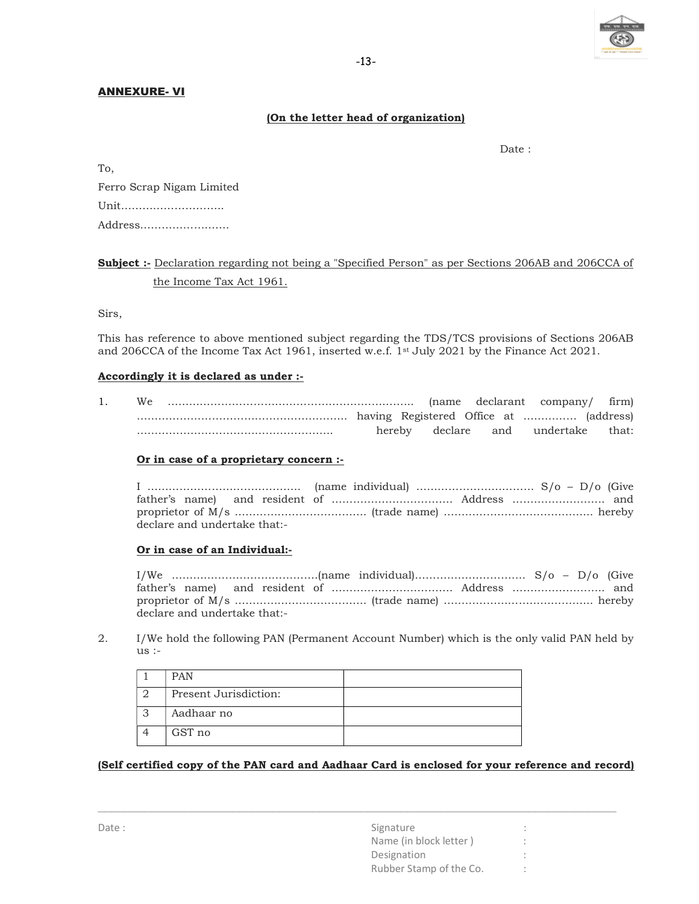**ANNEXURE- VI**

**(On the letter head of organization)**

Date :

To,

Ferro Scrap Nigam Limited

Unit……………………….

Address…………………….

**Subject :-** Declaration regarding not being a "Specified Person" as per Sections 206AB and 206CCA of the Income Tax Act 1961.

Sirs,

This has reference to above mentioned subject regarding the TDS/TCS provisions of Sections 206AB and 206CCA of the Income Tax Act 1961, inserted w.e.f. 1st July 2021 by the Finance Act 2021.

**Accordingly it is declared as under :-**

1. We …………………………………………………………. (name declarant company/ firm) …………………………………………………. having Registered Office at …………… (address) ……………………………………………… hereby declare and undertake that:

   **Or in case of a proprietary concern :-**

   I …………………………………… (name individual) …………………………… S/o – D/o (Give father's name) and resident of …………………………… Address ……………………. and proprietor of M/s ……………………………… (trade name) …………………………………… hereby declare and undertake that:-

   **Or in case of an Individual:-**

   I/We ………………………………….(name individual)………………………… S/o – D/o (Give father's name) and resident of …………………………… Address ……………………. and proprietor of M/s ……………………………… (trade name) …………………………………… hereby declare and undertake that:-

2. I/We hold the following PAN (Permanent Account Number) which is the only valid PAN held by us :-

| | | |
|---|---|---|
| 1 | PAN | |
| 2 | Present Jurisdiction: | |
| 3 | Aadhaar no | |
| 4 | GST no | |

**(Self certified copy of the PAN card and Aadhaar Card is enclosed for your reference and record)**

---

Date :

Signature :

Name (in block letter ) :

Designation :

Rubber Stamp of the Co. :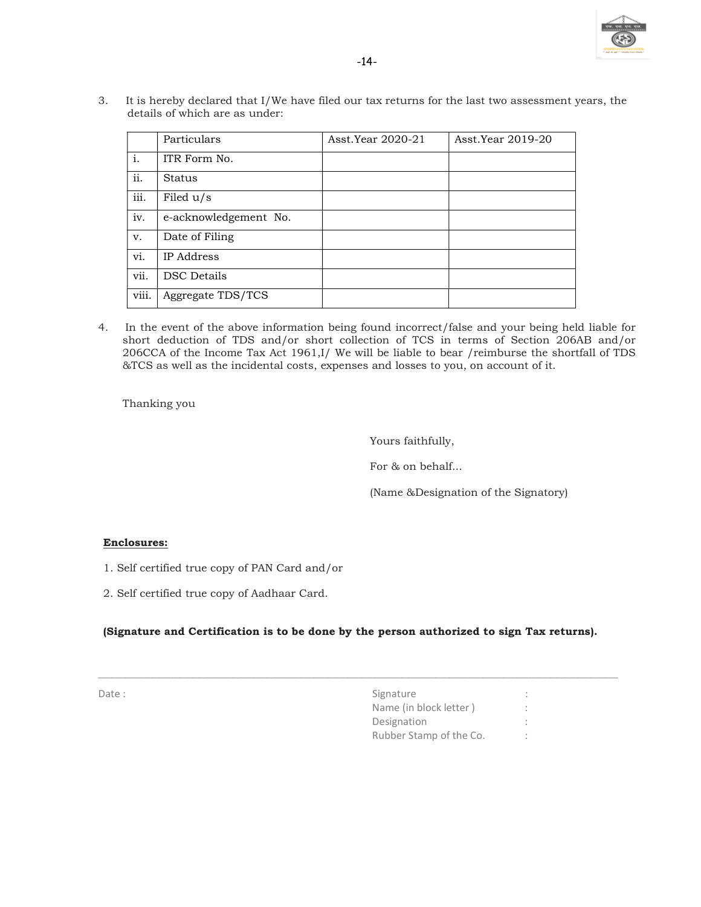3. It is hereby declared that I/We have filed our tax returns for the last two assessment years, the details of which are as under:

| | Particulars | Asst.Year 2020-21 | Asst.Year 2019-20 |
|---|---|---|---|
| i. | ITR Form No. | | |
| ii. | Status | | |
| iii. | Filed u/s | | |
| iv. | e-acknowledgement No. | | |
| v. | Date of Filing | | |
| vi. | IP Address | | |
| vii. | DSC Details | | |
| viii. | Aggregate TDS/TCS | | |

4. In the event of the above information being found incorrect/false and your being held liable for short deduction of TDS and/or short collection of TCS in terms of Section 206AB and/or 206CCA of the Income Tax Act 1961,I/ We will be liable to bear /reimburse the shortfall of TDS &TCS as well as the incidental costs, expenses and losses to you, on account of it.

Thanking you

Yours faithfully,

For & on behalf...

(Name &Designation of the Signatory)

**Enclosures:**

1. Self certified true copy of PAN Card and/or
2. Self certified true copy of Aadhaar Card.

**(Signature and Certification is to be done by the person authorized to sign Tax returns).**

---

Date :

Signature :
Name (in block letter ) :
Designation :
Rubber Stamp of the Co. :